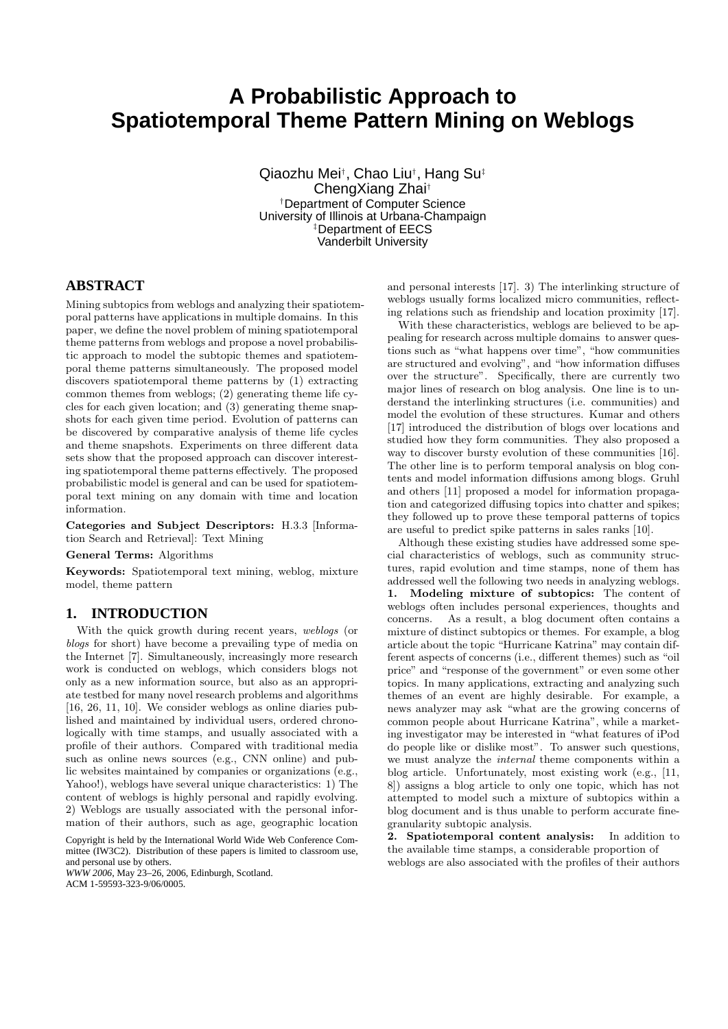# A Probabilistic Approach to Spatiotemporal Theme Pattern Mining on Weblogs

Qiaozhu Mei[†], Chao Liu[†], Hang Su[‡]
ChengXiang Zhai[†]
[†]Department of Computer Science
University of Illinois at Urbana-Champaign
[‡]Department of EECS
Vanderbilt University

## ABSTRACT

Mining subtopics from weblogs and analyzing their spatiotemporal patterns have applications in multiple domains. In this paper, we define the novel problem of mining spatiotemporal theme patterns from weblogs and propose a novel probabilistic approach to model the subtopic themes and spatiotemporal theme patterns simultaneously. The proposed model discovers spatiotemporal theme patterns by (1) extracting common themes from weblogs; (2) generating theme life cycles for each given location; and (3) generating theme snapshots for each given time period. Evolution of patterns can be discovered by comparative analysis of theme life cycles and theme snapshots. Experiments on three different data sets show that the proposed approach can discover interesting spatiotemporal theme patterns effectively. The proposed probabilistic model is general and can be used for spatiotemporal text mining on any domain with time and location information.

**Categories and Subject Descriptors:** H.3.3 [Information Search and Retrieval]: Text Mining

**General Terms:** Algorithms

**Keywords:** Spatiotemporal text mining, weblog, mixture model, theme pattern

## 1. INTRODUCTION

With the quick growth during recent years, *weblogs* (or *blogs* for short) have become a prevailing type of media on the Internet [7]. Simultaneously, increasingly more research work is conducted on weblogs, which considers blogs not only as a new information source, but also as an appropriate testbed for many novel research problems and algorithms [16, 26, 11, 10]. We consider weblogs as online diaries published and maintained by individual users, ordered chronologically with time stamps, and usually associated with a profile of their authors. Compared with traditional media such as online news sources (e.g., CNN online) and public websites maintained by companies or organizations (e.g., Yahoo!), weblogs have several unique characteristics: 1) The content of weblogs is highly personal and rapidly evolving. 2) Weblogs are usually associated with the personal information of their authors, such as age, geographic location and personal interests [17]. 3) The interlinking structure of weblogs usually forms localized micro communities, reflecting relations such as friendship and location proximity [17].

With these characteristics, weblogs are believed to be appealing for research across multiple domains to answer questions such as "what happens over time", "how communities are structured and evolving", and "how information diffuses over the structure". Specifically, there are currently two major lines of research on blog analysis. One line is to understand the interlinking structures (i.e. communities) and model the evolution of these structures. Kumar and others [17] introduced the distribution of blogs over locations and studied how they form communities. They also proposed a way to discover bursty evolution of these communities [16]. The other line is to perform temporal analysis on blog contents and model information diffusions among blogs. Gruhl and others [11] proposed a model for information propagation and categorized diffusing topics into chatter and spikes; they followed up to prove these temporal patterns of topics are useful to predict spike patterns in sales ranks [10].

Although these existing studies have addressed some special characteristics of weblogs, such as community structures, rapid evolution and time stamps, none of them has addressed well the following two needs in analyzing weblogs.

**1. Modeling mixture of subtopics:** The content of weblogs often includes personal experiences, thoughts and concerns. As a result, a blog document often contains a mixture of distinct subtopics or themes. For example, a blog article about the topic "Hurricane Katrina" may contain different aspects of concerns (i.e., different themes) such as "oil price" and "response of the government" or even some other topics. In many applications, extracting and analyzing such themes of an event are highly desirable. For example, a news analyzer may ask "what are the growing concerns of common people about Hurricane Katrina", while a marketing investigator may be interested in "what features of iPod do people like or dislike most". To answer such questions, we must analyze the *internal* theme components within a blog article. Unfortunately, most existing work (e.g., [11, 8]) assigns a blog article to only one topic, which has not attempted to model such a mixture of subtopics within a blog document and is thus unable to perform accurate fine-granularity subtopic analysis.

**2. Spatiotemporal content analysis:** In addition to the available time stamps, a considerable proportion of weblogs are also associated with the profiles of their authors

Copyright is held by the International World Wide Web Conference Committee (IW3C2). Distribution of these papers is limited to classroom use, and personal use by others.
*WWW 2006*, May 23–26, 2006, Edinburgh, Scotland.
ACM 1-59593-323-9/06/0005.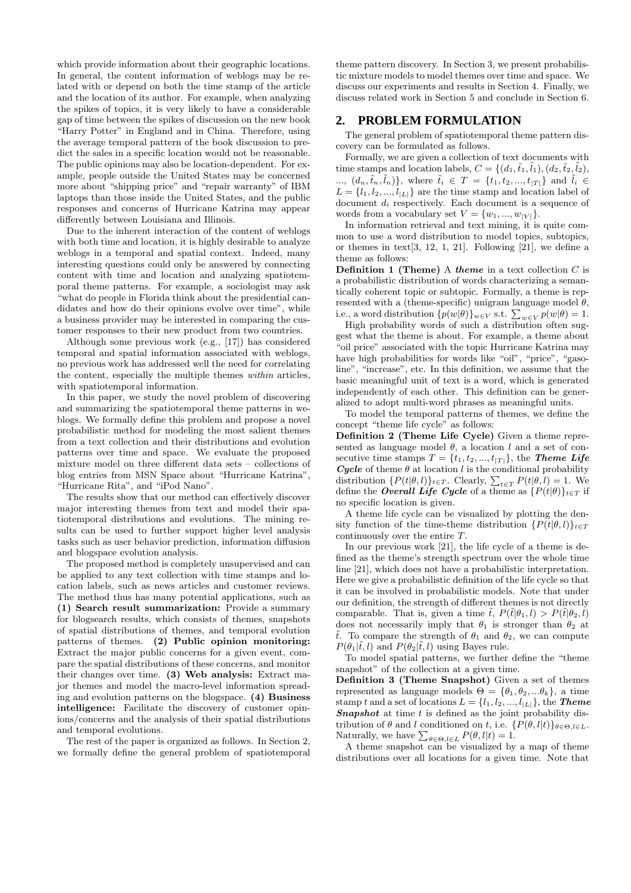which provide information about their geographic locations. In general, the content information of weblogs may be related with or depend on both the time stamp of the article and the location of its author. For example, when analyzing the spikes of topics, it is very likely to have a considerable gap of time between the spikes of discussion on the new book "Harry Potter" in England and in China. Therefore, using the average temporal pattern of the book discussion to predict the sales in a specific location would not be reasonable. The public opinions may also be location-dependent. For example, people outside the United States may be concerned more about "shipping price" and "repair warranty" of IBM laptops than those inside the United States, and the public responses and concerns of Hurricane Katrina may appear differently between Louisiana and Illinois.

Due to the inherent interaction of the content of weblogs with both time and location, it is highly desirable to analyze weblogs in a temporal and spatial context. Indeed, many interesting questions could only be answered by connecting content with time and location and analyzing spatiotemporal theme patterns. For example, a sociologist may ask "what do people in Florida think about the presidential candidates and how do their opinions evolve over time", while a business provider may be interested in comparing the customer responses to their new product from two countries.

Although some previous work (e.g., [17]) has considered temporal and spatial information associated with weblogs, no previous work has addressed well the need for correlating the content, especially the multiple themes *within* articles, with spatiotemporal information.

In this paper, we study the novel problem of discovering and summarizing the spatiotemporal theme patterns in weblogs. We formally define this problem and propose a novel probabilistic method for modeling the most salient themes from a text collection and their distributions and evolution patterns over time and space. We evaluate the proposed mixture model on three different data sets – collections of blog entries from MSN Space about "Hurricane Katrina", "Hurricane Rita", and "iPod Nano".

The results show that our method can effectively discover major interesting themes from text and model their spatiotemporal distributions and evolutions. The mining results can be used to further support higher level analysis tasks such as user behavior prediction, information diffusion and blogspace evolution analysis.

The proposed method is completely unsupervised and can be applied to any text collection with time stamps and location labels, such as news articles and customer reviews. The method thus has many potential applications, such as **(1) Search result summarization:** Provide a summary for blogsearch results, which consists of themes, snapshots of spatial distributions of themes, and temporal evolution patterns of themes. **(2) Public opinion monitoring:** Extract the major public concerns for a given event, compare the spatial distributions of these concerns, and monitor their changes over time. **(3) Web analysis:** Extract major themes and model the macro-level information spreading and evolution patterns on the blogspace. **(4) Business intelligence:** Facilitate the discovery of customer opinions/concerns and the analysis of their spatial distributions and temporal evolutions.

The rest of the paper is organized as follows. In Section 2, we formally define the general problem of spatiotemporal theme pattern discovery. In Section 3, we present probabilistic mixture models to model themes over time and space. We discuss our experiments and results in Section 4. Finally, we discuss related work in Section 5 and conclude in Section 6.

## 2. PROBLEM FORMULATION

The general problem of spatiotemporal theme pattern discovery can be formulated as follows.

Formally, we are given a collection of text documents with time stamps and location labels, $C = \{(d_1, \tilde{t}_1, \tilde{l}_1), (d_2, \tilde{t}_2, \tilde{l}_2), ..., (d_n, \tilde{t}_n, \tilde{l}_n)\}$, where $\tilde{t}_i \in T = \{t_1, t_2, ..., t_{|T|}\}$ and $\tilde{l}_i \in L = \{l_1, l_2, ..., l_{|L|}\}$ are the time stamp and location label of document $d_i$ respectively. Each document is a sequence of words from a vocabulary set $V = \{w_1, ..., w_{|V|}\}$.

In information retrieval and text mining, it is quite common to use a word distribution to model topics, subtopics, or themes in text[3, 12, 1, 21]. Following [21], we define a theme as follows:

**Definition 1 (Theme)** A ***theme*** in a text collection $C$ is a probabilistic distribution of words characterizing a semantically coherent topic or subtopic. Formally, a theme is represented with a (theme-specific) unigram language model $\theta$, i.e., a word distribution $\{p(w|\theta)\}_{w\in V}$ s.t. $\sum_{w\in V} p(w|\theta) = 1$.

High probability words of such a distribution often suggest what the theme is about. For example, a theme about "oil price" associated with the topic Hurricane Katrina may have high probabilities for words like "oil", "price", "gasoline", "increase", etc. In this definition, we assume that the basic meaningful unit of text is a word, which is generated independently of each other. This definition can be generalized to adopt multi-word phrases as meaningful units.

To model the temporal patterns of themes, we define the concept "theme life cycle" as follows:

**Definition 2 (Theme Life Cycle)** Given a theme represented as language model $\theta$, a location $l$ and a set of consecutive time stamps $T = \{t_1, t_2, ..., t_{|T|}\}$, the ***Theme Life Cycle*** of theme $\theta$ at location $l$ is the conditional probability distribution $\{P(t|\theta, l)\}_{t\in T}$. Clearly, $\sum_{t\in T} P(t|\theta, l) = 1$. We define the ***Overall Life Cycle*** of a theme as $\{P(t|\theta)\}_{t\in T}$ if no specific location is given.

A theme life cycle can be visualized by plotting the density function of the time-theme distribution $\{P(t|\theta, l)\}_{t\in T}$ continuously over the entire $T$.

In our previous work [21], the life cycle of a theme is defined as the theme's strength spectrum over the whole time line [21], which does not have a probabilistic interpretation. Here we give a probabilistic definition of the life cycle so that it can be involved in probabilistic models. Note that under our definition, the strength of different themes is not directly comparable. That is, given a time $\tilde{t}$, $P(\tilde{t}|\theta_1, l) > P(\tilde{t}|\theta_2, l)$ does not necessarily imply that $\theta_1$ is stronger than $\theta_2$ at $\tilde{t}$. To compare the strength of $\theta_1$ and $\theta_2$, we can compute $P(\theta_1|\tilde{t}, l)$ and $P(\theta_2|\tilde{t}, l)$ using Bayes rule.

To model spatial patterns, we further define the "theme snapshot" of the collection at a given time.

**Definition 3 (Theme Snapshot)** Given a set of themes represented as language models $\Theta = \{\theta_1, \theta_2, ...\theta_k\}$, a time stamp $t$ and a set of locations $L = \{l_1, l_2, ..., l_{|L|}\}$, the ***Theme Snapshot*** at time $t$ is defined as the joint probability distribution of $\theta$ and $l$ conditioned on $t$, i.e. $\{P(\theta, l|t)\}_{\theta\in\Theta, l\in L}$. Naturally, we have $\sum_{\theta\in\Theta, l\in L} P(\theta, l|t) = 1$.

A theme snapshot can be visualized by a map of theme distributions over all locations for a given time. Note that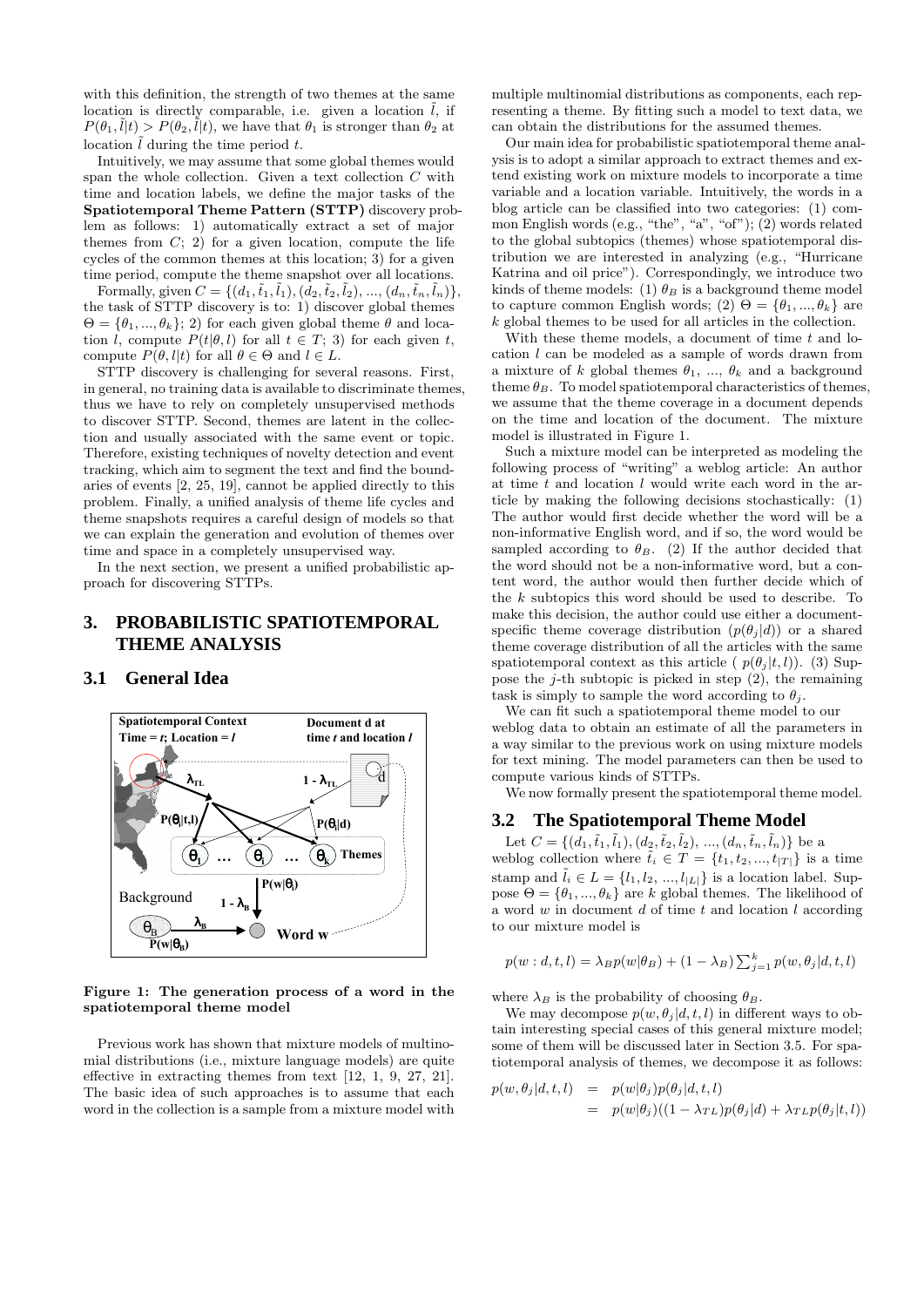with this definition, the strength of two themes at the same location is directly comparable, i.e. given a location $\tilde{l}$, if $P(\theta_1, \tilde{l}|t) > P(\theta_2, \tilde{l}|t)$, we have that $\theta_1$ is stronger than $\theta_2$ at location $\tilde{l}$ during the time period $t$.

Intuitively, we may assume that some global themes would span the whole collection. Given a text collection $C$ with time and location labels, we define the major tasks of the **Spatiotemporal Theme Pattern (STTP)** discovery problem as follows: 1) automatically extract a set of major themes from $C$; 2) for a given location, compute the life cycles of the common themes at this location; 3) for a given time period, compute the theme snapshot over all locations.

Formally, given $C = \{(d_1, \tilde{t}_1, \tilde{l}_1), (d_2, \tilde{t}_2, \tilde{l}_2), ..., (d_n, \tilde{t}_n, \tilde{l}_n)\}$, the task of STTP discovery is to: 1) discover global themes $\Theta = \{\theta_1, ..., \theta_k\}$; 2) for each given global theme $\theta$ and location $l$, compute $P(t|\theta, l)$ for all $t \in T$; 3) for each given $t$, compute $P(\theta, l|t)$ for all $\theta \in \Theta$ and $l \in L$.

STTP discovery is challenging for several reasons. First, in general, no training data is available to discriminate themes, thus we have to rely on completely unsupervised methods to discover STTP. Second, themes are latent in the collection and usually associated with the same event or topic. Therefore, existing techniques of novelty detection and event tracking, which aim to segment the text and find the boundaries of events [2, 25, 19], cannot be applied directly to this problem. Finally, a unified analysis of theme life cycles and theme snapshots requires a careful design of models so that we can explain the generation and evolution of themes over time and space in a completely unsupervised way.

In the next section, we present a unified probabilistic approach for discovering STTPs.

## 3. PROBABILISTIC SPATIOTEMPORAL THEME ANALYSIS

### 3.1 General Idea

**Figure 1: The generation process of a word in the spatiotemporal theme model**

Previous work has shown that mixture models of multinomial distributions (i.e., mixture language models) are quite effective in extracting themes from text [12, 1, 9, 27, 21]. The basic idea of such approaches is to assume that each word in the collection is a sample from a mixture model with multiple multinomial distributions as components, each representing a theme. By fitting such a model to text data, we can obtain the distributions for the assumed themes.

Our main idea for probabilistic spatiotemporal theme analysis is to adopt a similar approach to extract themes and extend existing work on mixture models to incorporate a time variable and a location variable. Intuitively, the words in a blog article can be classified into two categories: (1) common English words (e.g., "the", "a", "of"); (2) words related to the global subtopics (themes) whose spatiotemporal distribution we are interested in analyzing (e.g., "Hurricane Katrina and oil price"). Correspondingly, we introduce two kinds of theme models: (1) $\theta_B$ is a background theme model to capture common English words; (2) $\Theta = \{\theta_1, ..., \theta_k\}$ are $k$ global themes to be used for all articles in the collection.

With these theme models, a document of time $t$ and location $l$ can be modeled as a sample of words drawn from a mixture of $k$ global themes $\theta_1$, ..., $\theta_k$ and a background theme $\theta_B$. To model spatiotemporal characteristics of themes, we assume that the theme coverage in a document depends on the time and location of the document. The mixture model is illustrated in Figure 1.

Such a mixture model can be interpreted as modeling the following process of "writing" a weblog article: An author at time $t$ and location $l$ would write each word in the article by making the following decisions stochastically: (1) The author would first decide whether the word will be a non-informative English word, and if so, the word would be sampled according to $\theta_B$. (2) If the author decided that the word should not be a non-informative word, but a content word, the author would then further decide which of the $k$ subtopics this word should be used to describe. To make this decision, the author could use either a document-specific theme coverage distribution ($p(\theta_j|d)$) or a shared theme coverage distribution of all the articles with the same spatiotemporal context as this article ( $p(\theta_j|t, l)$). (3) Suppose the $j$-th subtopic is picked in step (2), the remaining task is simply to sample the word according to $\theta_j$.

We can fit such a spatiotemporal theme model to our weblog data to obtain an estimate of all the parameters in a way similar to the previous work on using mixture models for text mining. The model parameters can then be used to compute various kinds of STTPs.

We now formally present the spatiotemporal theme model.

### 3.2 The Spatiotemporal Theme Model

Let $C = \{(d_1, \tilde{t}_1, \tilde{l}_1), (d_2, \tilde{t}_2, \tilde{l}_2), ..., (d_n, \tilde{t}_n, \tilde{l}_n)\}$ be a weblog collection where $\tilde{t}_i \in T = \{t_1, t_2, ..., t_{|T|}\}$ is a time stamp and $\tilde{l}_i \in L = \{l_1, l_2, ..., l_{|L|}\}$ is a location label. Suppose $\Theta = \{\theta_1, ..., \theta_k\}$ are $k$ global themes. The likelihood of a word $w$ in document $d$ of time $t$ and location $l$ according to our mixture model is

$$p(w : d, t, l) = \lambda_B p(w|\theta_B) + (1 - \lambda_B) \sum_{j=1}^{k} p(w, \theta_j|d, t, l)$$

where $\lambda_B$ is the probability of choosing $\theta_B$.

We may decompose $p(w, \theta_j|d, t, l)$ in different ways to obtain interesting special cases of this general mixture model; some of them will be discussed later in Section 3.5. For spatiotemporal analysis of themes, we decompose it as follows:

$$\begin{aligned} p(w, \theta_j|d, t, l) &= p(w|\theta_j)p(\theta_j|d, t, l) \\ &= p(w|\theta_j)((1 - \lambda_{TL})p(\theta_j|d) + \lambda_{TL}p(\theta_j|t, l)) \end{aligned}$$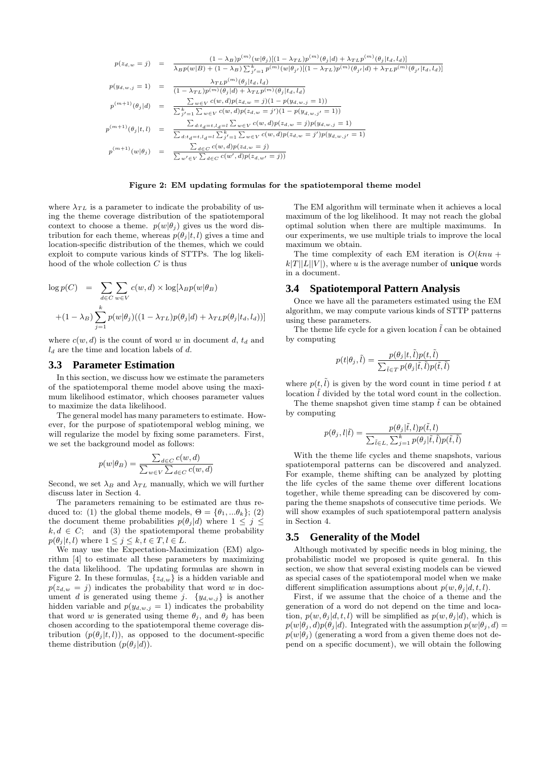$$
\begin{aligned}
p(z_{d,w}=j) &= \frac{(1-\lambda_B)p^{(m)}(w|\theta_j)[(1-\lambda_{TL})p^{(m)}(\theta_j|d)+\lambda_{TL}p^{(m)}(\theta_j|t_d,l_d)]}{\lambda_B p(w|B)+(1-\lambda_B)\sum_{j'=1}^{k}p^{(m)}(w|\theta_{j'})[(1-\lambda_{TL})p^{(m)}(\theta_{j'}|d)+\lambda_{TL}p^{(m)}(\theta_{j'}|t_d,l_d)]} \\
p(y_{d,w,j}=1) &= \frac{\lambda_{TL}p^{(m)}(\theta_j|t_d,l_d)}{(1-\lambda_{TL})p^{(m)}(\theta_j|d)+\lambda_{TL}p^{(m)}(\theta_j|t_d,l_d)} \\
p^{(m+1)}(\theta_j|d) &= \frac{\sum_{w\in V}c(w,d)p(z_{d,w}=j)(1-p(y_{d,w,j}=1))}{\sum_{j'=1}^{k}\sum_{w\in V}c(w,d)p(z_{d,w}=j')(1-p(y_{d,w,j'}=1))} \\
p^{(m+1)}(\theta_j|t,l) &= \frac{\sum_{d:t_d=t,l_d=l}\sum_{w\in V}c(w,d)p(z_{d,w}=j)p(y_{d,w,j}=1)}{\sum_{d:t_d=t,l_d=l}\sum_{j'=1}^{k}\sum_{w\in V}c(w,d)p(z_{d,w}=j')p(y_{d,w,j'}=1)} \\
p^{(m+1)}(w|\theta_j) &= \frac{\sum_{d\in C}c(w,d)p(z_{d,w}=j)}{\sum_{w'\in V}\sum_{d\in C}c(w',d)p(z_{d,w'}=j))}
\end{aligned}
$$

**Figure 2: EM updating formulas for the spatiotemporal theme model**

where $\lambda_{TL}$ is a parameter to indicate the probability of using the theme coverage distribution of the spatiotemporal context to choose a theme. $p(w|\theta_j)$ gives us the word distribution for each theme, whereas $p(\theta_j|t,l)$ gives a time and location-specific distribution of the themes, which we could exploit to compute various kinds of STTPs. The log likelihood of the whole collection $C$ is thus

$$
\begin{aligned}
\log p(C) &= \sum_{d\in C}\sum_{w\in V}c(w,d)\times\log[\lambda_B p(w|\theta_B) \\
&+(1-\lambda_B)\sum_{j=1}^{k}p(w|\theta_j)((1-\lambda_{TL})p(\theta_j|d)+\lambda_{TL}p(\theta_j|t_d,l_d))]
\end{aligned}
$$

where $c(w,d)$ is the count of word $w$ in document $d$, $t_d$ and $l_d$ are the time and location labels of $d$.

### 3.3 Parameter Estimation

In this section, we discuss how we estimate the parameters of the spatiotemporal theme model above using the maximum likelihood estimator, which chooses parameter values to maximize the data likelihood.

The general model has many parameters to estimate. However, for the purpose of spatiotemporal weblog mining, we will regularize the model by fixing some parameters. First, we set the background model as follows:

$$p(w|\theta_B)=\frac{\sum_{d\in C}c(w,d)}{\sum_{w\in V}\sum_{d\in C}c(w,d)}$$

Second, we set $\lambda_B$ and $\lambda_{TL}$ manually, which we will further discuss later in Section 4.

The parameters remaining to be estimated are thus reduced to: (1) the global theme models, $\Theta=\{\theta_1,...\theta_k\}$; (2) the document theme probabilities $p(\theta_j|d)$ where $1\le j\le k, d\in C$; and (3) the spatiotemporal theme probability $p(\theta_j|t,l)$ where $1\le j\le k, t\in T, l\in L$.

We may use the Expectation-Maximization (EM) algorithm [4] to estimate all these parameters by maximizing the data likelihood. The updating formulas are shown in Figure 2. In these formulas, $\{z_{d,w}\}$ is a hidden variable and $p(z_{d,w}=j)$ indicates the probability that word $w$ in document $d$ is generated using theme $j$. $\{y_{d,w,j}\}$ is another hidden variable and $p(y_{d,w,j}=1)$ indicates the probability that word $w$ is generated using theme $\theta_j$, and $\theta_j$ has been chosen according to the spatiotemporal theme coverage distribution ($p(\theta_j|t,l)$), as opposed to the document-specific theme distribution ($p(\theta_j|d)$).

The EM algorithm will terminate when it achieves a local maximum of the log likelihood. It may not reach the global optimal solution when there are multiple maximums. In our experiments, we use multiple trials to improve the local maximum we obtain.

The time complexity of each EM iteration is $O(knu+k|T||L||V|)$, where $u$ is the average number of **unique** words in a document.

### 3.4 Spatiotemporal Pattern Analysis

Once we have all the parameters estimated using the EM algorithm, we may compute various kinds of STTP patterns using these parameters.

The theme life cycle for a given location $\tilde{l}$ can be obtained by computing

$$p(t|\theta_j,\tilde{l})=\frac{p(\theta_j|t,\tilde{l})p(t,\tilde{l})}{\sum_{\tilde{t}\in T}p(\theta_j|\tilde{t},\tilde{l})p(\tilde{t},\tilde{l})}$$

where $p(t,\tilde{l})$ is given by the word count in time period $t$ at location $\tilde{l}$ divided by the total word count in the collection.

The theme snapshot given time stamp $\tilde{t}$ can be obtained by computing

$$p(\theta_j,l|\tilde{t})=\frac{p(\theta_j|\tilde{t},l)p(\tilde{t},l)}{\sum_{\tilde{l}\in L,}\sum_{j=1}^{k}p(\theta_j|\tilde{t},\tilde{l})p(\tilde{t},\tilde{l})}$$

With the theme life cycles and theme snapshots, various spatiotemporal patterns can be discovered and analyzed. For example, theme shifting can be analyzed by plotting the life cycles of the same theme over different locations together, while theme spreading can be discovered by comparing the theme snapshots of consecutive time periods. We will show examples of such spatiotemporal pattern analysis in Section 4.

### 3.5 Generality of the Model

Although motivated by specific needs in blog mining, the probabilistic model we proposed is quite general. In this section, we show that several existing models can be viewed as special cases of the spatiotemporal model when we make different simplification assumptions about $p(w,\theta_j|d,t,l)$.

First, if we assume that the choice of a theme and the generation of a word do not depend on the time and location, $p(w,\theta_j|d,t,l)$ will be simplified as $p(w,\theta_j|d)$, which is $p(w|\theta_j,d)p(\theta_j|d)$. Integrated with the assumption $p(w|\theta_j,d)=p(w|\theta_j)$ (generating a word from a given theme does not depend on a specific document), we will obtain the following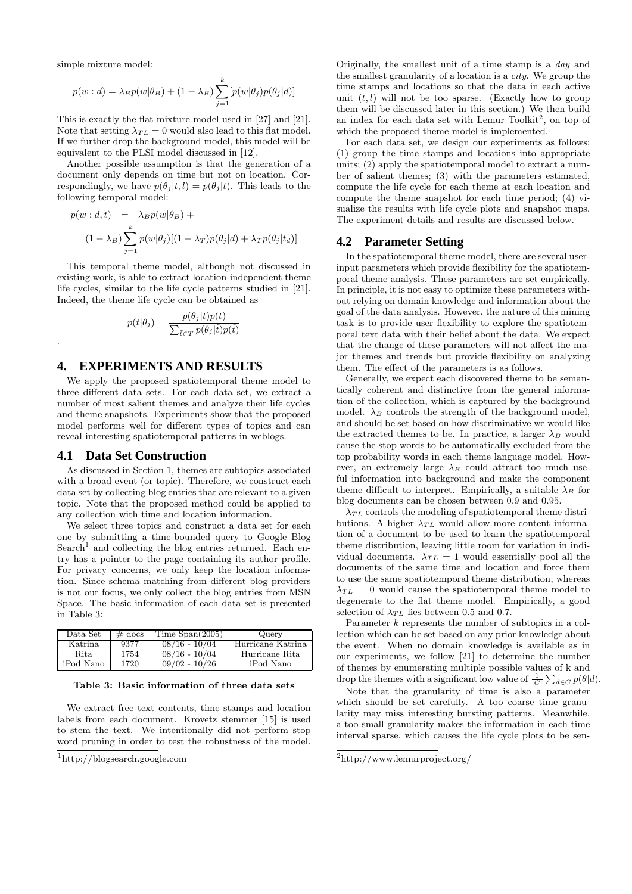simple mixture model:

$$p(w:d) = \lambda_B p(w|\theta_B) + (1-\lambda_B)\sum_{j=1}^{k}[p(w|\theta_j)p(\theta_j|d)]$$

This is exactly the flat mixture model used in [27] and [21]. Note that setting $\lambda_{TL} = 0$ would also lead to this flat model. If we further drop the background model, this model will be equivalent to the PLSI model discussed in [12].

Another possible assumption is that the generation of a document only depends on time but not on location. Correspondingly, we have $p(\theta_j|t,l) = p(\theta_j|t)$. This leads to the following temporal model:

$$\begin{aligned} p(w:d,t) &= \lambda_B p(w|\theta_B) + \\ & (1-\lambda_B)\sum_{j=1}^{k} p(w|\theta_j)[(1-\lambda_T)p(\theta_j|d) + \lambda_T p(\theta_j|t_d)] \end{aligned}$$

This temporal theme model, although not discussed in existing work, is able to extract location-independent theme life cycles, similar to the life cycle patterns studied in [21]. Indeed, the theme life cycle can be obtained as

$$p(t|\theta_j) = \frac{p(\theta_j|t)p(t)}{\sum_{\bar{t}\in T} p(\theta_j|\bar{t})p(\bar{t})}$$

.

## 4. EXPERIMENTS AND RESULTS

We apply the proposed spatiotemporal theme model to three different data sets. For each data set, we extract a number of most salient themes and analyze their life cycles and theme snapshots. Experiments show that the proposed model performs well for different types of topics and can reveal interesting spatiotemporal patterns in weblogs.

### 4.1 Data Set Construction

As discussed in Section 1, themes are subtopics associated with a broad event (or topic). Therefore, we construct each data set by collecting blog entries that are relevant to a given topic. Note that the proposed method could be applied to any collection with time and location information.

We select three topics and construct a data set for each one by submitting a time-bounded query to Google Blog Search[1] and collecting the blog entries returned. Each entry has a pointer to the page containing its author profile. For privacy concerns, we only keep the location information. Since schema matching from different blog providers is not our focus, we only collect the blog entries from MSN Space. The basic information of each data set is presented in Table 3:

| Data Set | # docs | Time Span(2005) | Query |
|---|---|---|---|
| Katrina | 9377 | 08/16 - 10/04 | Hurricane Katrina |
| Rita | 1754 | 08/16 - 10/04 | Hurricane Rita |
| iPod Nano | 1720 | 09/02 - 10/26 | iPod Nano |

**Table 3: Basic information of three data sets**

We extract free text contents, time stamps and location labels from each document. Krovetz stemmer [15] is used to stem the text. We intentionally did not perform stop word pruning in order to test the robustness of the model.

[1]http://blogsearch.google.com

Originally, the smallest unit of a time stamp is a *day* and the smallest granularity of a location is a *city*. We group the time stamps and locations so that the data in each active unit $(t,l)$ will not be too sparse. (Exactly how to group them will be discussed later in this section.) We then build an index for each data set with Lemur Toolkit[2], on top of which the proposed theme model is implemented.

For each data set, we design our experiments as follows: (1) group the time stamps and locations into appropriate units; (2) apply the spatiotemporal model to extract a number of salient themes; (3) with the parameters estimated, compute the life cycle for each theme at each location and compute the theme snapshot for each time period; (4) visualize the results with life cycle plots and snapshot maps. The experiment details and results are discussed below.

### 4.2 Parameter Setting

In the spatiotemporal theme model, there are several user-input parameters which provide flexibility for the spatiotemporal theme analysis. These parameters are set empirically. In principle, it is not easy to optimize these parameters without relying on domain knowledge and information about the goal of the data analysis. However, the nature of this mining task is to provide user flexibility to explore the spatiotemporal text data with their belief about the data. We expect that the change of these parameters will not affect the major themes and trends but provide flexibility on analyzing them. The effect of the parameters is as follows.

Generally, we expect each discovered theme to be semantically coherent and distinctive from the general information of the collection, which is captured by the background model. $\lambda_B$ controls the strength of the background model, and should be set based on how discriminative we would like the extracted themes to be. In practice, a larger $\lambda_B$ would cause the stop words to be automatically excluded from the top probability words in each theme language model. However, an extremely large $\lambda_B$ could attract too much useful information into background and make the component theme difficult to interpret. Empirically, a suitable $\lambda_B$ for blog documents can be chosen between 0.9 and 0.95.

$\lambda_{TL}$ controls the modeling of spatiotemporal theme distributions. A higher $\lambda_{TL}$ would allow more content information of a document to be used to learn the spatiotemporal theme distribution, leaving little room for variation in individual documents. $\lambda_{TL} = 1$ would essentially pool all the documents of the same time and location and force them to use the same spatiotemporal theme distribution, whereas $\lambda_{TL} = 0$ would cause the spatiotemporal theme model to degenerate to the flat theme model. Empirically, a good selection of $\lambda_{TL}$ lies between 0.5 and 0.7.

Parameter $k$ represents the number of subtopics in a collection which can be set based on any prior knowledge about the event. When no domain knowledge is available as in our experiments, we follow [21] to determine the number of themes by enumerating multiple possible values of k and drop the themes with a significant low value of $\frac{1}{|C|}\sum_{d\in C} p(\theta|d)$.

Note that the granularity of time is also a parameter which should be set carefully. A too coarse time granularity may miss interesting bursting patterns. Meanwhile, a too small granularity makes the information in each time interval sparse, which causes the life cycle plots to be sen-

[2]http://www.lemurproject.org/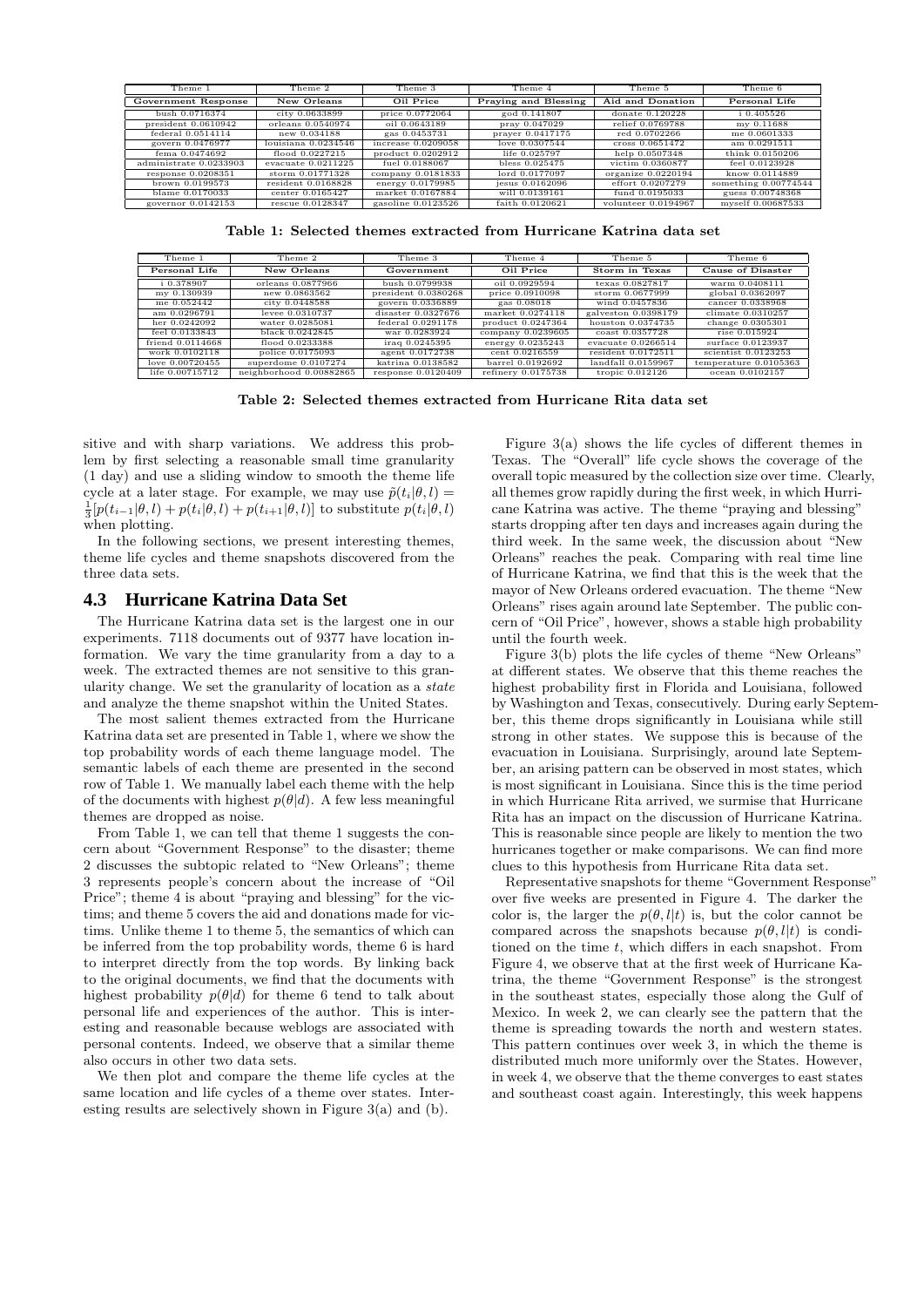| Theme 1 | Theme 2 | Theme 3 | Theme 4 | Theme 5 | Theme 6 |
|---|---|---|---|---|---|
| **Government Response** | **New Orleans** | **Oil Price** | **Praying and Blessing** | **Aid and Donation** | **Personal Life** |
| bush 0.0716374 | city 0.0633899 | price 0.0772064 | god 0.141807 | donate 0.120228 | i 0.405526 |
| president 0.0610942 | orleans 0.0540974 | oil 0.0643189 | pray 0.047029 | relief 0.0769788 | my 0.11688 |
| federal 0.0514114 | new 0.034188 | gas 0.0453731 | prayer 0.0417175 | red 0.0702266 | me 0.0601333 |
| govern 0.0476977 | louisiana 0.0234546 | increase 0.0209058 | love 0.0307544 | cross 0.0651472 | am 0.0291511 |
| fema 0.0474692 | flood 0.0227215 | product 0.0202912 | life 0.025797 | help 0.0507348 | think 0.0150206 |
| administrate 0.0233903 | evacuate 0.0211225 | fuel 0.0188067 | bless 0.025475 | victim 0.0360877 | feel 0.0123928 |
| response 0.0208351 | storm 0.01771328 | company 0.0181833 | lord 0.0177097 | organize 0.0220194 | know 0.0114889 |
| brown 0.0199573 | resident 0.0168828 | energy 0.0179985 | jesus 0.0162096 | effort 0.0207279 | something 0.00774544 |
| blame 0.0170033 | center 0.0165427 | market 0.0167884 | will 0.0139161 | fund 0.0195033 | guess 0.00748368 |
| governor 0.0142153 | rescue 0.0128347 | gasoline 0.0123526 | faith 0.0120621 | volunteer 0.0194967 | myself 0.00687533 |

**Table 1: Selected themes extracted from Hurricane Katrina data set**

| Theme 1 | Theme 2 | Theme 3 | Theme 4 | Theme 5 | Theme 6 |
|---|---|---|---|---|---|
| **Personal Life** | **New Orleans** | **Government** | **Oil Price** | **Storm in Texas** | **Cause of Disaster** |
| i 0.378907 | orleans 0.0877966 | bush 0.0799938 | oil 0.0929594 | texas 0.0827817 | warm 0.0408111 |
| my 0.130939 | new 0.0863562 | president 0.0380268 | price 0.0910098 | storm 0.0677999 | global 0.0362097 |
| me 0.052442 | city 0.0448588 | govern 0.0336889 | gas 0.08018 | wind 0.0457836 | cancer 0.0338968 |
| am 0.0296791 | levee 0.0310737 | disaster 0.0327676 | market 0.0274118 | galveston 0.0398179 | climate 0.0310257 |
| her 0.0242092 | water 0.0285081 | federal 0.0291178 | product 0.0247364 | houston 0.0374735 | change 0.0305301 |
| feel 0.0133843 | black 0.0242845 | war 0.0283924 | company 0.0239605 | coast 0.0357728 | rise 0.015924 |
| friend 0.0114668 | flood 0.0233388 | iraq 0.0245395 | energy 0.0235243 | evacuate 0.0266514 | surface 0.0123937 |
| work 0.0102118 | police 0.0175093 | agent 0.0172738 | cent 0.0216559 | resident 0.0172511 | scientist 0.0123253 |
| love 0.00720455 | superdome 0.0107274 | katrina 0.0138582 | barrel 0.0192692 | landfall 0.0159967 | temperature 0.0105363 |
| life 0.00715712 | neighborhood 0.00882865 | response 0.0120409 | refinery 0.0175738 | tropic 0.012126 | ocean 0.0102157 |

**Table 2: Selected themes extracted from Hurricane Rita data set**

sitive and with sharp variations. We address this problem by first selecting a reasonable small time granularity (1 day) and use a sliding window to smooth the theme life cycle at a later stage. For example, we may use $\tilde{p}(t_i|\theta, l) = \frac{1}{3}[p(t_{i-1}|\theta, l) + p(t_i|\theta, l) + p(t_{i+1}|\theta, l)]$ to substitute $p(t_i|\theta, l)$ when plotting.

In the following sections, we present interesting themes, theme life cycles and theme snapshots discovered from the three data sets.

## 4.3 Hurricane Katrina Data Set

The Hurricane Katrina data set is the largest one in our experiments. 7118 documents out of 9377 have location information. We vary the time granularity from a day to a week. The extracted themes are not sensitive to this granularity change. We set the granularity of location as a *state* and analyze the theme snapshot within the United States.

The most salient themes extracted from the Hurricane Katrina data set are presented in Table 1, where we show the top probability words of each theme language model. The semantic labels of each theme are presented in the second row of Table 1. We manually label each theme with the help of the documents with highest $p(\theta|d)$. A few less meaningful themes are dropped as noise.

From Table 1, we can tell that theme 1 suggests the concern about "Government Response" to the disaster; theme 2 discusses the subtopic related to "New Orleans"; theme 3 represents people's concern about the increase of "Oil Price"; theme 4 is about "praying and blessing" for the victims; and theme 5 covers the aid and donations made for victims. Unlike theme 1 to theme 5, the semantics of which can be inferred from the top probability words, theme 6 is hard to interpret directly from the top words. By linking back to the original documents, we find that the documents with highest probability $p(\theta|d)$ for theme 6 tend to talk about personal life and experiences of the author. This is interesting and reasonable because weblogs are associated with personal contents. Indeed, we observe that a similar theme also occurs in other two data sets.

We then plot and compare the theme life cycles at the same location and life cycles of a theme over states. Interesting results are selectively shown in Figure 3(a) and (b).

Figure 3(a) shows the life cycles of different themes in Texas. The "Overall" life cycle shows the coverage of the overall topic measured by the collection size over time. Clearly, all themes grow rapidly during the first week, in which Hurricane Katrina was active. The theme "praying and blessing" starts dropping after ten days and increases again during the third week. In the same week, the discussion about "New Orleans" reaches the peak. Comparing with real time line of Hurricane Katrina, we find that this is the week that the mayor of New Orleans ordered evacuation. The theme "New Orleans" rises again around late September. The public concern of "Oil Price", however, shows a stable high probability until the fourth week.

Figure 3(b) plots the life cycles of theme "New Orleans" at different states. We observe that this theme reaches the highest probability first in Florida and Louisiana, followed by Washington and Texas, consecutively. During early September, this theme drops significantly in Louisiana while still strong in other states. We suppose this is because of the evacuation in Louisiana. Surprisingly, around late September, an arising pattern can be observed in most states, which is most significant in Louisiana. Since this is the time period in which Hurricane Rita arrived, we surmise that Hurricane Rita has an impact on the discussion of Hurricane Katrina. This is reasonable since people are likely to mention the two hurricanes together or make comparisons. We can find more clues to this hypothesis from Hurricane Rita data set.

Representative snapshots for theme "Government Response" over five weeks are presented in Figure 4. The darker the color is, the larger the $p(\theta, l|t)$ is, but the color cannot be compared across the snapshots because $p(\theta, l|t)$ is conditioned on the time $t$, which differs in each snapshot. From Figure 4, we observe that at the first week of Hurricane Katrina, the theme "Government Response" is the strongest in the southeast states, especially those along the Gulf of Mexico. In week 2, we can clearly see the pattern that the theme is spreading towards the north and western states. This pattern continues over week 3, in which the theme is distributed much more uniformly over the States. However, in week 4, we observe that the theme converges to east states and southeast coast again. Interestingly, this week happens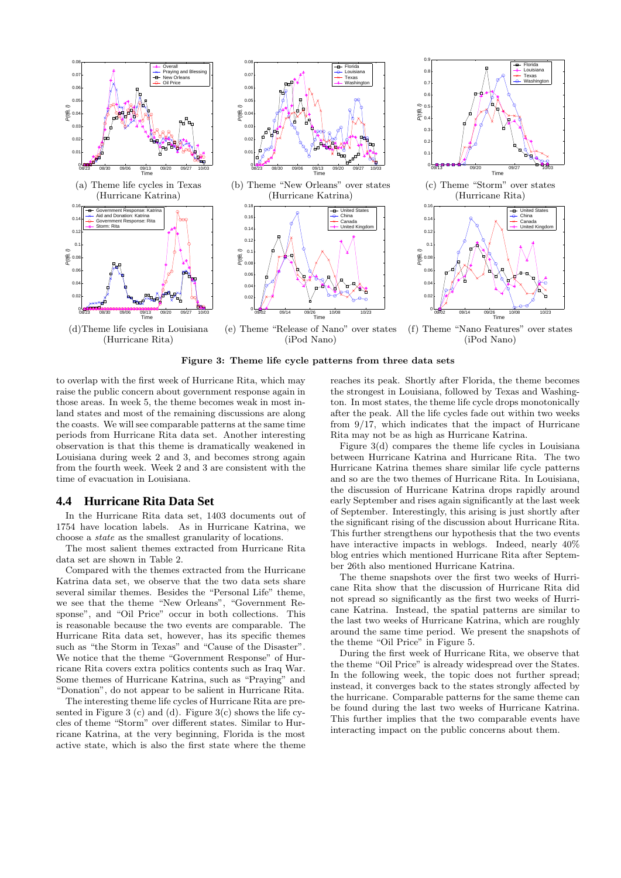(a) Theme life cycles in Texas (Hurricane Katrina)

(b) Theme "New Orleans" over states (Hurricane Katrina)

(c) Theme "Storm" over states (Hurricane Rita)

(d)Theme life cycles in Louisiana (Hurricane Rita)

(e) Theme "Release of Nano" over states (iPod Nano)

(f) Theme "Nano Features" over states (iPod Nano)

**Figure 3: Theme life cycle patterns from three data sets**

to overlap with the first week of Hurricane Rita, which may raise the public concern about government response again in those areas. In week 5, the theme becomes weak in most inland states and most of the remaining discussions are along the coasts. We will see comparable patterns at the same time periods from Hurricane Rita data set. Another interesting observation is that this theme is dramatically weakened in Louisiana during week 2 and 3, and becomes strong again from the fourth week. Week 2 and 3 are consistent with the time of evacuation in Louisiana.

## 4.4 Hurricane Rita Data Set

In the Hurricane Rita data set, 1403 documents out of 1754 have location labels. As in Hurricane Katrina, we choose a *state* as the smallest granularity of locations.

The most salient themes extracted from Hurricane Rita data set are shown in Table 2.

Compared with the themes extracted from the Hurricane Katrina data set, we observe that the two data sets share several similar themes. Besides the "Personal Life" theme, we see that the theme "New Orleans", "Government Response", and "Oil Price" occur in both collections. This is reasonable because the two events are comparable. The Hurricane Rita data set, however, has its specific themes such as "the Storm in Texas" and "Cause of the Disaster". We notice that the theme "Government Response" of Hurricane Rita covers extra politics contents such as Iraq War. Some themes of Hurricane Katrina, such as "Praying" and "Donation", do not appear to be salient in Hurricane Rita.

The interesting theme life cycles of Hurricane Rita are presented in Figure 3 (c) and (d). Figure 3(c) shows the life cycles of theme "Storm" over different states. Similar to Hurricane Katrina, at the very beginning, Florida is the most active state, which is also the first state where the theme reaches its peak. Shortly after Florida, the theme becomes the strongest in Louisiana, followed by Texas and Washington. In most states, the theme life cycle drops monotonically after the peak. All the life cycles fade out within two weeks from 9/17, which indicates that the impact of Hurricane Rita may not be as high as Hurricane Katrina.

Figure 3(d) compares the theme life cycles in Louisiana between Hurricane Katrina and Hurricane Rita. The two Hurricane Katrina themes share similar life cycle patterns and so are the two themes of Hurricane Rita. In Louisiana, the discussion of Hurricane Katrina drops rapidly around early September and rises again significantly at the last week of September. Interestingly, this arising is just shortly after the significant rising of the discussion about Hurricane Rita. This further strengthens our hypothesis that the two events have interactive impacts in weblogs. Indeed, nearly 40% blog entries which mentioned Hurricane Rita after September 26th also mentioned Hurricane Katrina.

The theme snapshots over the first two weeks of Hurricane Rita show that the discussion of Hurricane Rita did not spread so significantly as the first two weeks of Hurricane Katrina. Instead, the spatial patterns are similar to the last two weeks of Hurricane Katrina, which are roughly around the same time period. We present the snapshots of the theme "Oil Price" in Figure 5.

During the first week of Hurricane Rita, we observe that the theme "Oil Price" is already widespread over the States. In the following week, the topic does not further spread; instead, it converges back to the states strongly affected by the hurricane. Comparable patterns for the same theme can be found during the last two weeks of Hurricane Katrina. This further implies that the two comparable events have interacting impact on the public concerns about them.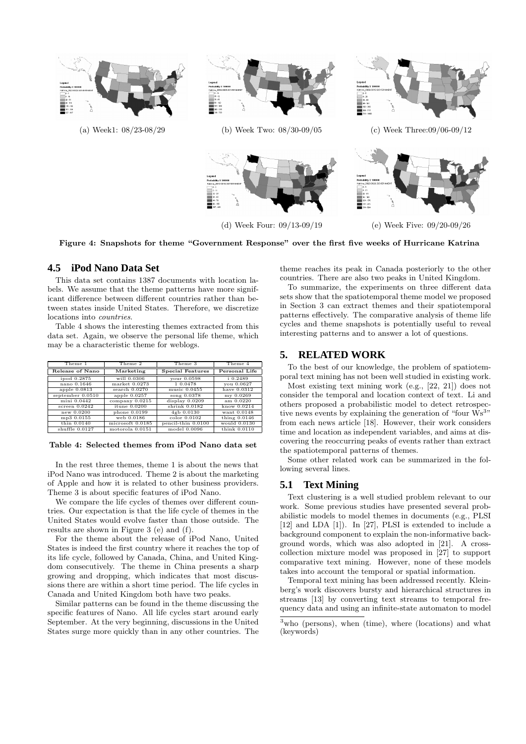(a) Week1: 08/23-08/29

(b) Week Two: 08/30-09/05

(c) Week Three:09/06-09/12

(d) Week Four: 09/13-09/19

(e) Week Five: 09/20-09/26

**Figure 4: Snapshots for theme "Government Response" over the first five weeks of Hurricane Katrina**

### 4.5 iPod Nano Data Set

This data set contains 1387 documents with location labels. We assume that the theme patterns have more significant difference between different countries rather than between states inside United States. Therefore, we discretize locations into *countries*.

Table 4 shows the interesting themes extracted from this data set. Again, we observe the personal life theme, which may be a characteristic theme for weblogs.

| Theme 1 | Theme 2 | Theme 3 | Theme 4 |
|---|---|---|---|
| **Release of Nano** | **Marketing** | **Special Features** | **Personal Life** |
| ipod 0.2875 | will 0.0306 | your 0.0598 | i 0.2489 |
| nano 0.1646 | market 0.0273 | 1 0.0478 | you 0.0627 |
| apple 0.0813 | search 0.0270 | music 0.0455 | have 0.0312 |
| september 0.0510 | apple 0.0257 | song 0.0378 | my 0.0269 |
| mini 0.0442 | company 0.0215 | display 0.0209 | am 0.0220 |
| screen 0.0242 | itune 0.0200 | shrink 0.0182 | know 0.0214 |
| new 0.0200 | phone 0.0199 | 4gb 0.0130 | want 0.0148 |
| mp3 0.0155 | web 0.0186 | color 0.0102 | thing 0.0146 |
| thin 0.0140 | microsoft 0.0185 | pencil-thin 0.0100 | would 0.0130 |
| shuffle 0.0127 | motorola 0.0151 | model 0.0096 | think 0.0110 |

**Table 4: Selected themes from iPod Nano data set**

In the rest three themes, theme 1 is about the news that iPod Nano was introduced. Theme 2 is about the marketing of Apple and how it is related to other business providers. Theme 3 is about specific features of iPod Nano.

We compare the life cycles of themes over different countries. Our expectation is that the life cycle of themes in the United States would evolve faster than those outside. The results are shown in Figure 3 (e) and (f).

For the theme about the release of iPod Nano, United States is indeed the first country where it reaches the top of its life cycle, followed by Canada, China, and United Kingdom consecutively. The theme in China presents a sharp growing and dropping, which indicates that most discussions there are within a short time period. The life cycles in Canada and United Kingdom both have two peaks.

Similar patterns can be found in the theme discussing the specific features of Nano. All life cycles start around early September. At the very beginning, discussions in the United States surge more quickly than in any other countries. The theme reaches its peak in Canada posteriorly to the other countries. There are also two peaks in United Kingdom.

To summarize, the experiments on three different data sets show that the spatiotemporal theme model we proposed in Section 3 can extract themes and their spatiotemporal patterns effectively. The comparative analysis of theme life cycles and theme snapshots is potentially useful to reveal interesting patterns and to answer a lot of questions.

## 5. RELATED WORK

To the best of our knowledge, the problem of spatiotemporal text mining has not been well studied in existing work.

Most existing text mining work (e.g., [22, 21]) does not consider the temporal and location context of text. Li and others proposed a probabilistic model to detect retrospective news events by explaining the generation of "four Ws[3]" from each news article [18]. However, their work considers time and location as independent variables, and aims at discovering the reoccurring peaks of events rather than extract the spatiotemporal patterns of themes.

Some other related work can be summarized in the following several lines.

### 5.1 Text Mining

Text clustering is a well studied problem relevant to our work. Some previous studies have presented several probabilistic models to model themes in documents (e.g., PLSI [12] and LDA [1]). In [27], PLSI is extended to include a background component to explain the non-informative background words, which was also adopted in [21]. A cross-collection mixture model was proposed in [27] to support comparative text mining. However, none of these models takes into account the temporal or spatial information.

Temporal text mining has been addressed recently. Kleinberg's work discovers bursty and hierarchical structures in streams [13] by converting text streams to temporal frequency data and using an infinite-state automaton to model

[3] who (persons), when (time), where (locations) and what (keywords)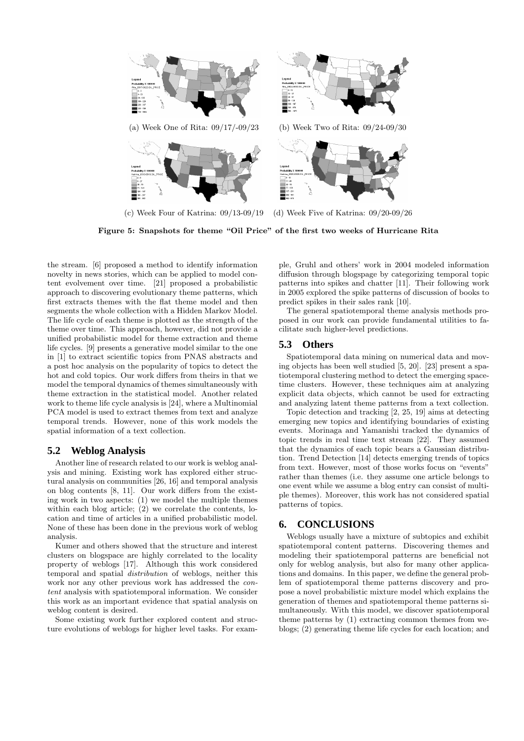(a) Week One of Rita: 09/17/-09/23

(b) Week Two of Rita: 09/24-09/30

(c) Week Four of Katrina: 09/13-09/19

(d) Week Five of Katrina: 09/20-09/26

**Figure 5: Snapshots for theme "Oil Price" of the first two weeks of Hurricane Rita**

the stream. [6] proposed a method to identify information novelty in news stories, which can be applied to model content evolvement over time. [21] proposed a probabilistic approach to discovering evolutionary theme patterns, which first extracts themes with the flat theme model and then segments the whole collection with a Hidden Markov Model. The life cycle of each theme is plotted as the strength of the theme over time. This approach, however, did not provide a unified probabilistic model for theme extraction and theme life cycles. [9] presents a generative model similar to the one in [1] to extract scientific topics from PNAS abstracts and a post hoc analysis on the popularity of topics to detect the hot and cold topics. Our work differs from theirs in that we model the temporal dynamics of themes simultaneously with theme extraction in the statistical model. Another related work to theme life cycle analysis is [24], where a Multinomial PCA model is used to extract themes from text and analyze temporal trends. However, none of this work models the spatial information of a text collection.

## 5.2 Weblog Analysis

Another line of research related to our work is weblog analysis and mining. Existing work has explored either structural analysis on communities [26, 16] and temporal analysis on blog contents [8, 11]. Our work differs from the existing work in two aspects: (1) we model the multiple themes within each blog article; (2) we correlate the contents, location and time of articles in a unified probabilistic model. None of these has been done in the previous work of weblog analysis.

Kumer and others showed that the structure and interest clusters on blogspace are highly correlated to the locality property of weblogs [17]. Although this work considered temporal and spatial *distribution* of weblogs, neither this work nor any other previous work has addressed the *content* analysis with spatiotemporal information. We consider this work as an important evidence that spatial analysis on weblog content is desired.

Some existing work further explored content and structure evolutions of weblogs for higher level tasks. For example, Gruhl and others' work in 2004 modeled information diffusion through blogspage by categorizing temporal topic patterns into spikes and chatter [11]. Their following work in 2005 explored the spike patterns of discussion of books to predict spikes in their sales rank [10].

The general spatiotemporal theme analysis methods proposed in our work can provide fundamental utilities to facilitate such higher-level predictions.

## 5.3 Others

Spatiotemporal data mining on numerical data and moving objects has been well studied [5, 20]. [23] present a spatiotemporal clustering method to detect the emerging space-time clusters. However, these techniques aim at analyzing explicit data objects, which cannot be used for extracting and analyzing latent theme patterns from a text collection.

Topic detection and tracking [2, 25, 19] aims at detecting emerging new topics and identifying boundaries of existing events. Morinaga and Yamanishi tracked the dynamics of topic trends in real time text stream [22]. They assumed that the dynamics of each topic bears a Gaussian distribution. Trend Detection [14] detects emerging trends of topics from text. However, most of those works focus on "events" rather than themes (i.e. they assume one article belongs to one event while we assume a blog entry can consist of multiple themes). Moreover, this work has not considered spatial patterns of topics.

# 6. CONCLUSIONS

Weblogs usually have a mixture of subtopics and exhibit spatiotemporal content patterns. Discovering themes and modeling their spatiotemporal patterns are beneficial not only for weblog analysis, but also for many other applications and domains. In this paper, we define the general problem of spatiotemporal theme patterns discovery and propose a novel probabilistic mixture model which explains the generation of themes and spatiotemporal theme patterns simultaneously. With this model, we discover spatiotemporal theme patterns by (1) extracting common themes from weblogs; (2) generating theme life cycles for each location; and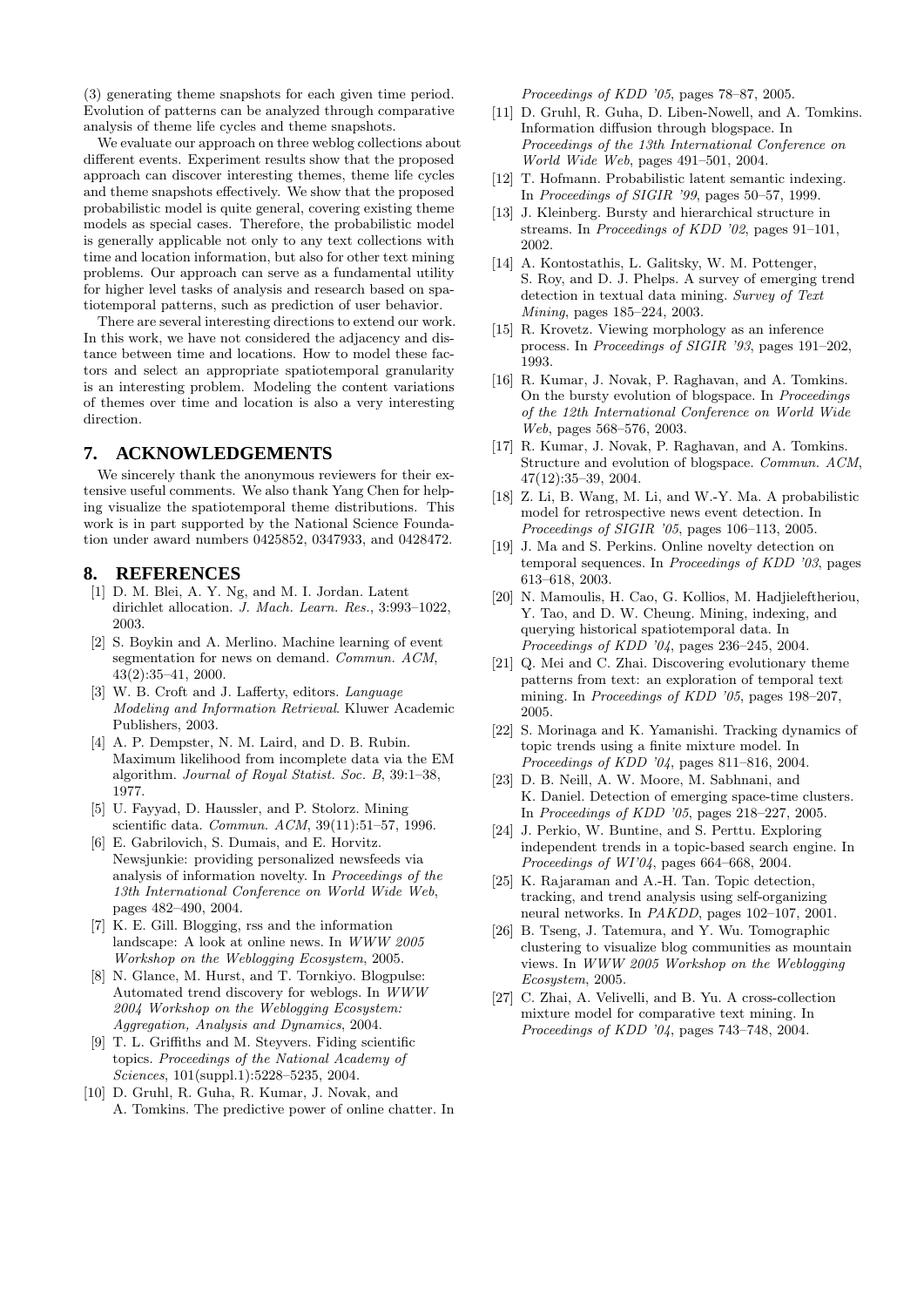(3) generating theme snapshots for each given time period. Evolution of patterns can be analyzed through comparative analysis of theme life cycles and theme snapshots.

We evaluate our approach on three weblog collections about different events. Experiment results show that the proposed approach can discover interesting themes, theme life cycles and theme snapshots effectively. We show that the proposed probabilistic model is quite general, covering existing theme models as special cases. Therefore, the probabilistic model is generally applicable not only to any text collections with time and location information, but also for other text mining problems. Our approach can serve as a fundamental utility for higher level tasks of analysis and research based on spatiotemporal patterns, such as prediction of user behavior.

There are several interesting directions to extend our work. In this work, we have not considered the adjacency and distance between time and locations. How to model these factors and select an appropriate spatiotemporal granularity is an interesting problem. Modeling the content variations of themes over time and location is also a very interesting direction.

## 7. ACKNOWLEDGEMENTS

We sincerely thank the anonymous reviewers for their extensive useful comments. We also thank Yang Chen for helping visualize the spatiotemporal theme distributions. This work is in part supported by the National Science Foundation under award numbers 0425852, 0347933, and 0428472.

## 8. REFERENCES

[1] D. M. Blei, A. Y. Ng, and M. I. Jordan. Latent dirichlet allocation. *J. Mach. Learn. Res.*, 3:993–1022, 2003.

[2] S. Boykin and A. Merlino. Machine learning of event segmentation for news on demand. *Commun. ACM*, 43(2):35–41, 2000.

[3] W. B. Croft and J. Lafferty, editors. *Language Modeling and Information Retrieval*. Kluwer Academic Publishers, 2003.

[4] A. P. Dempster, N. M. Laird, and D. B. Rubin. Maximum likelihood from incomplete data via the EM algorithm. *Journal of Royal Statist. Soc. B*, 39:1–38, 1977.

[5] U. Fayyad, D. Haussler, and P. Stolorz. Mining scientific data. *Commun. ACM*, 39(11):51–57, 1996.

[6] E. Gabrilovich, S. Dumais, and E. Horvitz. Newsjunkie: providing personalized newsfeeds via analysis of information novelty. In *Proceedings of the 13th International Conference on World Wide Web*, pages 482–490, 2004.

[7] K. E. Gill. Blogging, rss and the information landscape: A look at online news. In *WWW 2005 Workshop on the Weblogging Ecosystem*, 2005.

[8] N. Glance, M. Hurst, and T. Tornkiyo. Blogpulse: Automated trend discovery for weblogs. In *WWW 2004 Workshop on the Weblogging Ecosystem: Aggregation, Analysis and Dynamics*, 2004.

[9] T. L. Griffiths and M. Steyvers. Fiding scientific topics. *Proceedings of the National Academy of Sciences*, 101(suppl.1):5228–5235, 2004.

[10] D. Gruhl, R. Guha, R. Kumar, J. Novak, and A. Tomkins. The predictive power of online chatter. In *Proceedings of KDD '05*, pages 78–87, 2005.

[11] D. Gruhl, R. Guha, D. Liben-Nowell, and A. Tomkins. Information diffusion through blogspace. In *Proceedings of the 13th International Conference on World Wide Web*, pages 491–501, 2004.

[12] T. Hofmann. Probabilistic latent semantic indexing. In *Proceedings of SIGIR '99*, pages 50–57, 1999.

[13] J. Kleinberg. Bursty and hierarchical structure in streams. In *Proceedings of KDD '02*, pages 91–101, 2002.

[14] A. Kontostathis, L. Galitsky, W. M. Pottenger, S. Roy, and D. J. Phelps. A survey of emerging trend detection in textual data mining. *Survey of Text Mining*, pages 185–224, 2003.

[15] R. Krovetz. Viewing morphology as an inference process. In *Proceedings of SIGIR '93*, pages 191–202, 1993.

[16] R. Kumar, J. Novak, P. Raghavan, and A. Tomkins. On the bursty evolution of blogspace. In *Proceedings of the 12th International Conference on World Wide Web*, pages 568–576, 2003.

[17] R. Kumar, J. Novak, P. Raghavan, and A. Tomkins. Structure and evolution of blogspace. *Commun. ACM*, 47(12):35–39, 2004.

[18] Z. Li, B. Wang, M. Li, and W.-Y. Ma. A probabilistic model for retrospective news event detection. In *Proceedings of SIGIR '05*, pages 106–113, 2005.

[19] J. Ma and S. Perkins. Online novelty detection on temporal sequences. In *Proceedings of KDD '03*, pages 613–618, 2003.

[20] N. Mamoulis, H. Cao, G. Kollios, M. Hadjieleftheriou, Y. Tao, and D. W. Cheung. Mining, indexing, and querying historical spatiotemporal data. In *Proceedings of KDD '04*, pages 236–245, 2004.

[21] Q. Mei and C. Zhai. Discovering evolutionary theme patterns from text: an exploration of temporal text mining. In *Proceedings of KDD '05*, pages 198–207, 2005.

[22] S. Morinaga and K. Yamanishi. Tracking dynamics of topic trends using a finite mixture model. In *Proceedings of KDD '04*, pages 811–816, 2004.

[23] D. B. Neill, A. W. Moore, M. Sabhnani, and K. Daniel. Detection of emerging space-time clusters. In *Proceedings of KDD '05*, pages 218–227, 2005.

[24] J. Perkio, W. Buntine, and S. Perttu. Exploring independent trends in a topic-based search engine. In *Proceedings of WI'04*, pages 664–668, 2004.

[25] K. Rajaraman and A.-H. Tan. Topic detection, tracking, and trend analysis using self-organizing neural networks. In *PAKDD*, pages 102–107, 2001.

[26] B. Tseng, J. Tatemura, and Y. Wu. Tomographic clustering to visualize blog communities as mountain views. In *WWW 2005 Workshop on the Weblogging Ecosystem*, 2005.

[27] C. Zhai, A. Velivelli, and B. Yu. A cross-collection mixture model for comparative text mining. In *Proceedings of KDD '04*, pages 743–748, 2004.